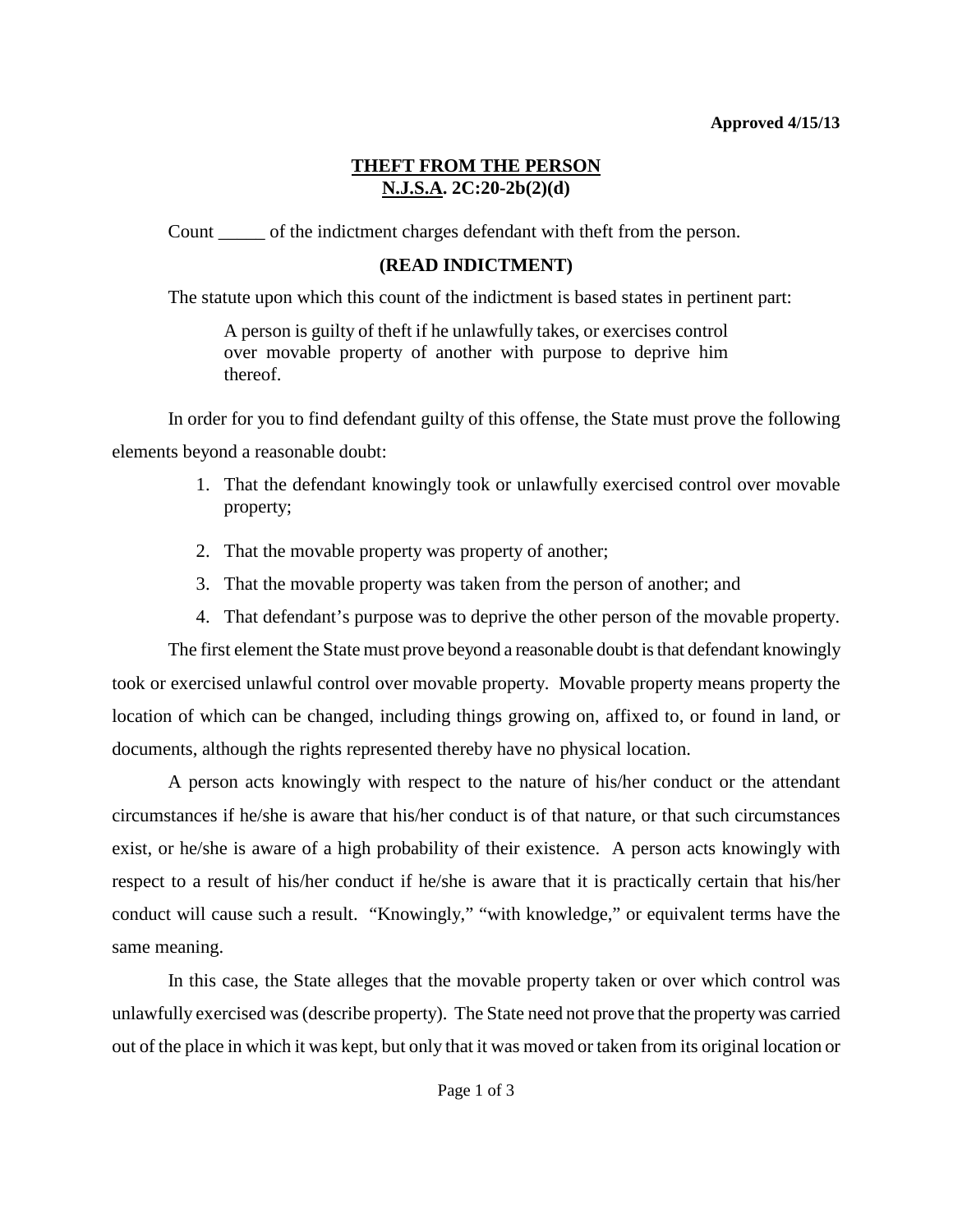**Approved 4/15/13**

# THEFT FROM THE PERSON
## N.J.S.A. 2C:20-2b(2)(d)

Count _____ of the indictment charges defendant with theft from the person.

**(READ INDICTMENT)**

The statute upon which this count of the indictment is based states in pertinent part:

> A person is guilty of theft if he unlawfully takes, or exercises control over movable property of another with purpose to deprive him thereof.

In order for you to find defendant guilty of this offense, the State must prove the following elements beyond a reasonable doubt:

1. That the defendant knowingly took or unlawfully exercised control over movable property;
2. That the movable property was property of another;
3. That the movable property was taken from the person of another; and
4. That defendant's purpose was to deprive the other person of the movable property.

The first element the State must prove beyond a reasonable doubt is that defendant knowingly took or exercised unlawful control over movable property. Movable property means property the location of which can be changed, including things growing on, affixed to, or found in land, or documents, although the rights represented thereby have no physical location.

A person acts knowingly with respect to the nature of his/her conduct or the attendant circumstances if he/she is aware that his/her conduct is of that nature, or that such circumstances exist, or he/she is aware of a high probability of their existence. A person acts knowingly with respect to a result of his/her conduct if he/she is aware that it is practically certain that his/her conduct will cause such a result. "Knowingly," "with knowledge," or equivalent terms have the same meaning.

In this case, the State alleges that the movable property taken or over which control was unlawfully exercised was (describe property). The State need not prove that the property was carried out of the place in which it was kept, but only that it was moved or taken from its original location or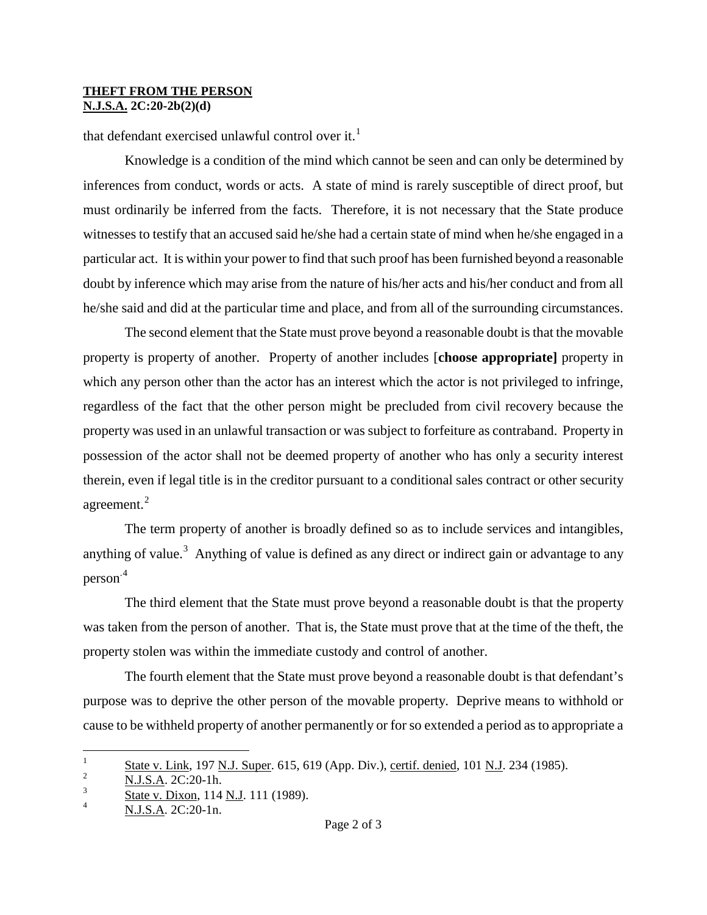that defendant exercised unlawful control over it.[1]

Knowledge is a condition of the mind which cannot be seen and can only be determined by inferences from conduct, words or acts. A state of mind is rarely susceptible of direct proof, but must ordinarily be inferred from the facts. Therefore, it is not necessary that the State produce witnesses to testify that an accused said he/she had a certain state of mind when he/she engaged in a particular act. It is within your power to find that such proof has been furnished beyond a reasonable doubt by inference which may arise from the nature of his/her acts and his/her conduct and from all he/she said and did at the particular time and place, and from all of the surrounding circumstances.

The second element that the State must prove beyond a reasonable doubt is that the movable property is property of another. Property of another includes [**choose appropriate]** property in which any person other than the actor has an interest which the actor is not privileged to infringe, regardless of the fact that the other person might be precluded from civil recovery because the property was used in an unlawful transaction or was subject to forfeiture as contraband. Property in possession of the actor shall not be deemed property of another who has only a security interest therein, even if legal title is in the creditor pursuant to a conditional sales contract or other security agreement.[2]

The term property of another is broadly defined so as to include services and intangibles, anything of value.[3] Anything of value is defined as any direct or indirect gain or advantage to any person.[4]

The third element that the State must prove beyond a reasonable doubt is that the property was taken from the person of another. That is, the State must prove that at the time of the theft, the property stolen was within the immediate custody and control of another.

The fourth element that the State must prove beyond a reasonable doubt is that defendant's purpose was to deprive the other person of the movable property. Deprive means to withhold or cause to be withheld property of another permanently or for so extended a period as to appropriate a

---

[1] State v. Link, 197 N.J. Super. 615, 619 (App. Div.), certif. denied, 101 N.J. 234 (1985).

[2] N.J.S.A. 2C:20-1h.

[3] State v. Dixon, 114 N.J. 111 (1989).

[4] N.J.S.A. 2C:20-1n.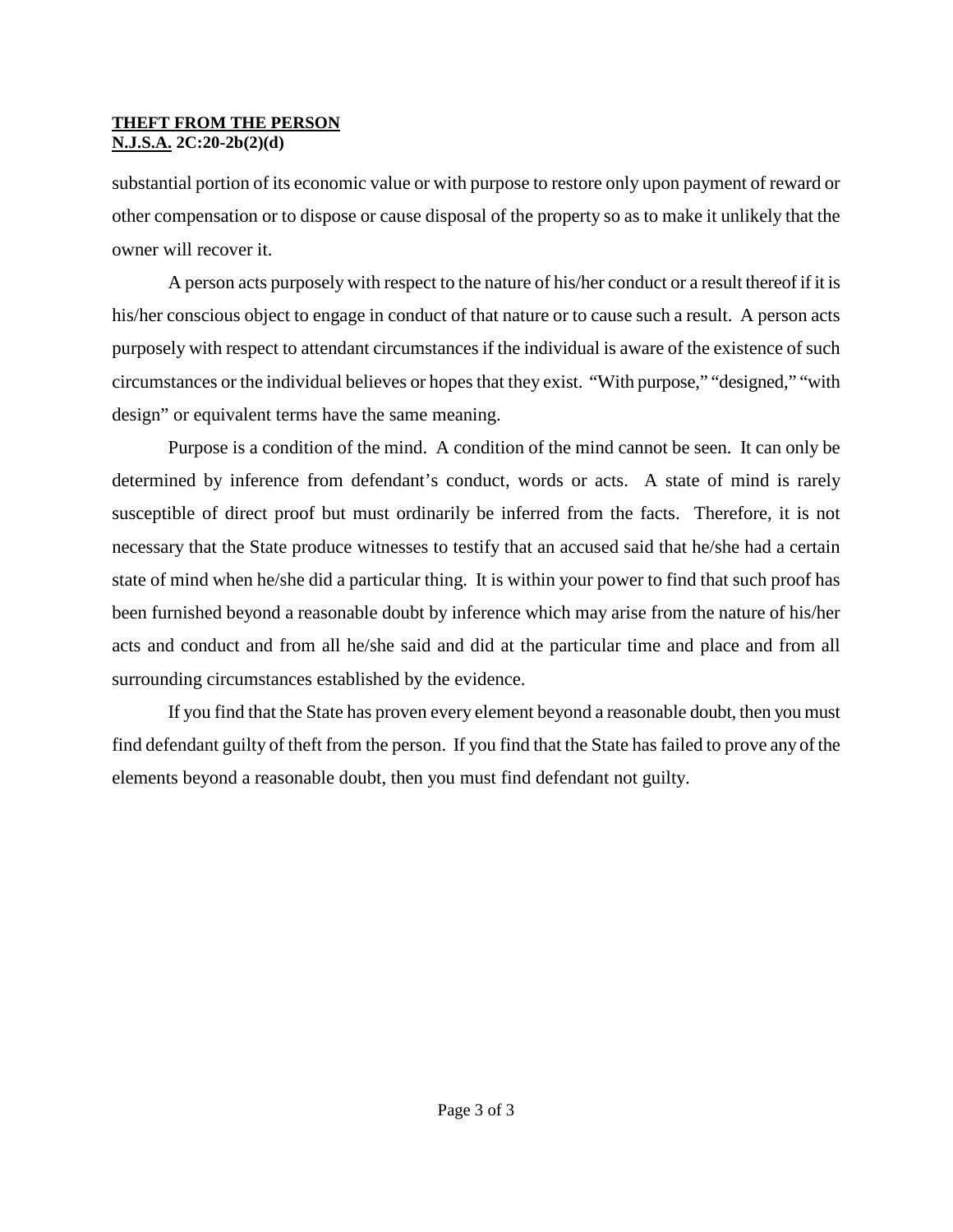substantial portion of its economic value or with purpose to restore only upon payment of reward or other compensation or to dispose or cause disposal of the property so as to make it unlikely that the owner will recover it.

A person acts purposely with respect to the nature of his/her conduct or a result thereof if it is his/her conscious object to engage in conduct of that nature or to cause such a result. A person acts purposely with respect to attendant circumstances if the individual is aware of the existence of such circumstances or the individual believes or hopes that they exist. "With purpose," "designed," "with design" or equivalent terms have the same meaning.

Purpose is a condition of the mind. A condition of the mind cannot be seen. It can only be determined by inference from defendant's conduct, words or acts. A state of mind is rarely susceptible of direct proof but must ordinarily be inferred from the facts. Therefore, it is not necessary that the State produce witnesses to testify that an accused said that he/she had a certain state of mind when he/she did a particular thing. It is within your power to find that such proof has been furnished beyond a reasonable doubt by inference which may arise from the nature of his/her acts and conduct and from all he/she said and did at the particular time and place and from all surrounding circumstances established by the evidence.

If you find that the State has proven every element beyond a reasonable doubt, then you must find defendant guilty of theft from the person. If you find that the State has failed to prove any of the elements beyond a reasonable doubt, then you must find defendant not guilty.